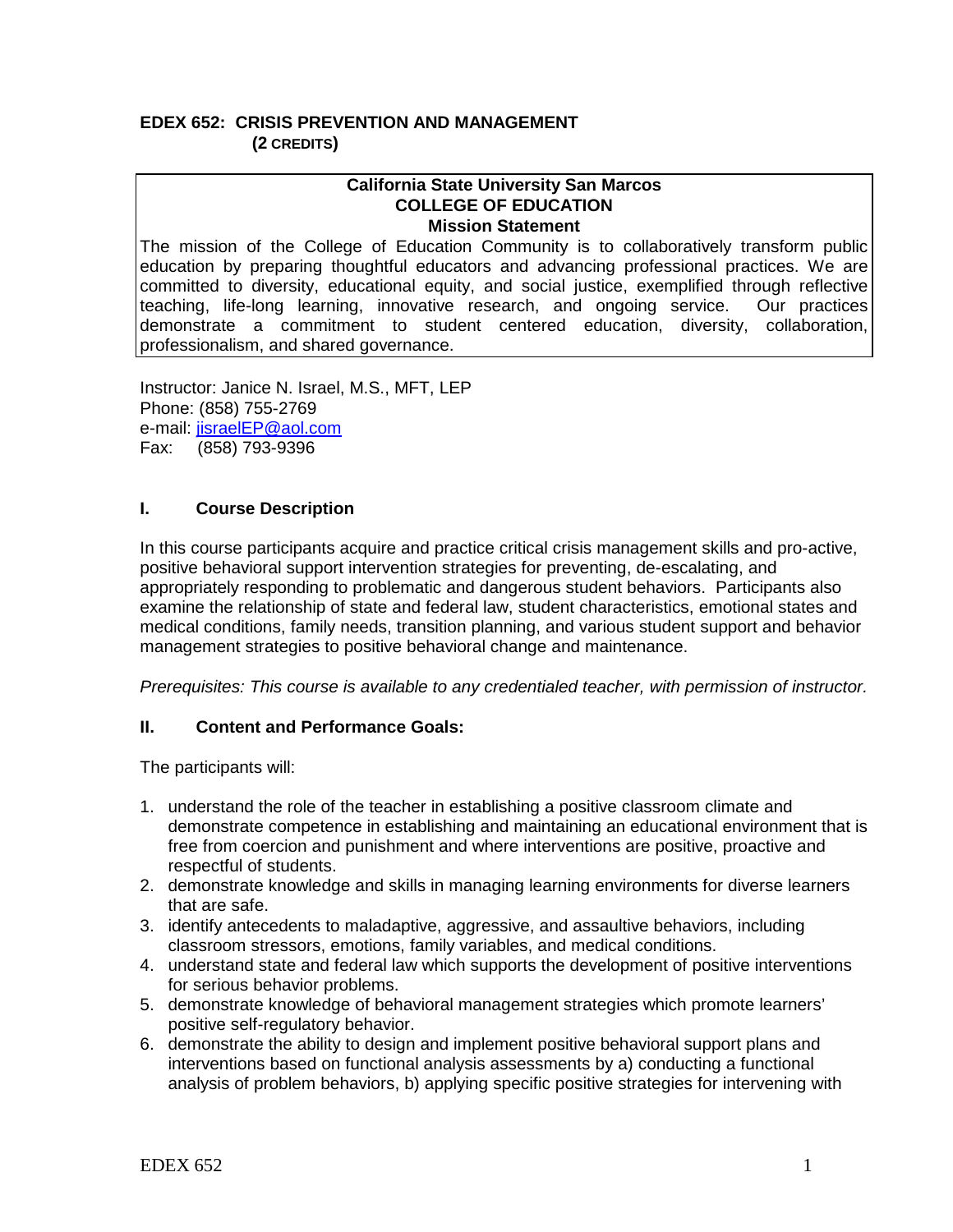# EDEX 652: CRISIS PREVENTION AND MANAGEMENT

**(2 CREDITS)**

**California State University San Marcos**
**COLLEGE OF EDUCATION**
**Mission Statement**

The mission of the College of Education Community is to collaboratively transform public education by preparing thoughtful educators and advancing professional practices. We are committed to diversity, educational equity, and social justice, exemplified through reflective teaching, life-long learning, innovative research, and ongoing service. Our practices demonstrate a commitment to student centered education, diversity, collaboration, professionalism, and shared governance.

Instructor: Janice N. Israel, M.S., MFT, LEP
Phone: (858) 755-2769
e-mail: jisraelEP@aol.com
Fax: (858) 793-9396

## I. Course Description

In this course participants acquire and practice critical crisis management skills and pro-active, positive behavioral support intervention strategies for preventing, de-escalating, and appropriately responding to problematic and dangerous student behaviors. Participants also examine the relationship of state and federal law, student characteristics, emotional states and medical conditions, family needs, transition planning, and various student support and behavior management strategies to positive behavioral change and maintenance.

*Prerequisites: This course is available to any credentialed teacher, with permission of instructor.*

## II. Content and Performance Goals:

The participants will:

1. understand the role of the teacher in establishing a positive classroom climate and demonstrate competence in establishing and maintaining an educational environment that is free from coercion and punishment and where interventions are positive, proactive and respectful of students.
2. demonstrate knowledge and skills in managing learning environments for diverse learners that are safe.
3. identify antecedents to maladaptive, aggressive, and assaultive behaviors, including classroom stressors, emotions, family variables, and medical conditions.
4. understand state and federal law which supports the development of positive interventions for serious behavior problems.
5. demonstrate knowledge of behavioral management strategies which promote learners' positive self-regulatory behavior.
6. demonstrate the ability to design and implement positive behavioral support plans and interventions based on functional analysis assessments by a) conducting a functional analysis of problem behaviors, b) applying specific positive strategies for intervening with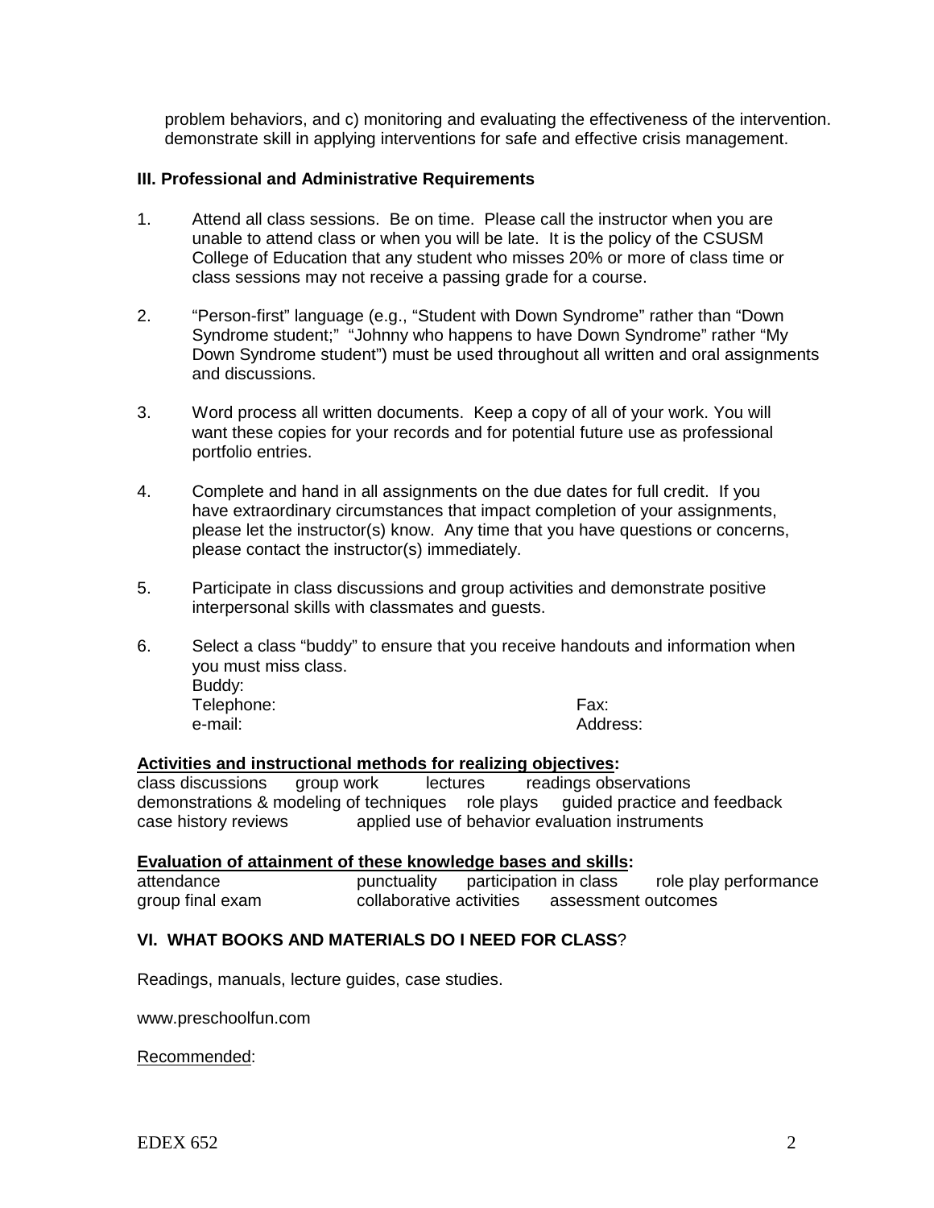problem behaviors, and c) monitoring and evaluating the effectiveness of the intervention. demonstrate skill in applying interventions for safe and effective crisis management.

### III. Professional and Administrative Requirements

1. Attend all class sessions. Be on time. Please call the instructor when you are unable to attend class or when you will be late. It is the policy of the CSUSM College of Education that any student who misses 20% or more of class time or class sessions may not receive a passing grade for a course.

2. "Person-first" language (e.g., "Student with Down Syndrome" rather than "Down Syndrome student;" "Johnny who happens to have Down Syndrome" rather "My Down Syndrome student") must be used throughout all written and oral assignments and discussions.

3. Word process all written documents. Keep a copy of all of your work. You will want these copies for your records and for potential future use as professional portfolio entries.

4. Complete and hand in all assignments on the due dates for full credit. If you have extraordinary circumstances that impact completion of your assignments, please let the instructor(s) know. Any time that you have questions or concerns, please contact the instructor(s) immediately.

5. Participate in class discussions and group activities and demonstrate positive interpersonal skills with classmates and guests.

6. Select a class "buddy" to ensure that you receive handouts and information when you must miss class.
   Buddy:
   Telephone: Fax:
   e-mail: Address:

**<u>Activities and instructional methods for realizing objectives</u>:**
class discussions group work lectures readings observations
demonstrations & modeling of techniques role plays guided practice and feedback
case history reviews applied use of behavior evaluation instruments

**<u>Evaluation of attainment of these knowledge bases and skills</u>:**
attendance punctuality participation in class role play performance
group final exam collaborative activities assessment outcomes

### VI. WHAT BOOKS AND MATERIALS DO I NEED FOR CLASS?

Readings, manuals, lecture guides, case studies.

www.preschoolfun.com

<u>Recommended</u>: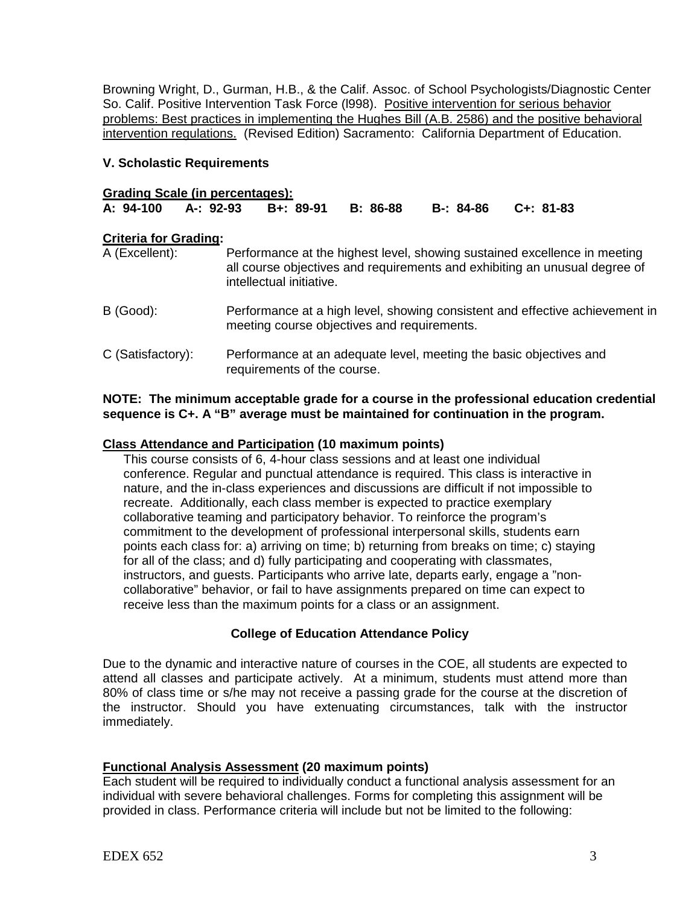Browning Wright, D., Gurman, H.B., & the Calif. Assoc. of School Psychologists/Diagnostic Center So. Calif. Positive Intervention Task Force (l998). Positive intervention for serious behavior problems: Best practices in implementing the Hughes Bill (A.B. 2586) and the positive behavioral intervention regulations. (Revised Edition) Sacramento: California Department of Education.

### V. Scholastic Requirements

**Grading Scale (in percentages):**

**A: 94-100 A-: 92-93 B+: 89-91 B: 86-88 B-: 84-86 C+: 81-83**

**Criteria for Grading:**

| | |
|---|---|
| A (Excellent): | Performance at the highest level, showing sustained excellence in meeting all course objectives and requirements and exhibiting an unusual degree of intellectual initiative. |
| B (Good): | Performance at a high level, showing consistent and effective achievement in meeting course objectives and requirements. |
| C (Satisfactory): | Performance at an adequate level, meeting the basic objectives and requirements of the course. |

**NOTE: The minimum acceptable grade for a course in the professional education credential sequence is C+. A "B" average must be maintained for continuation in the program.**

**Class Attendance and Participation (10 maximum points)**

This course consists of 6, 4-hour class sessions and at least one individual conference. Regular and punctual attendance is required. This class is interactive in nature, and the in-class experiences and discussions are difficult if not impossible to recreate. Additionally, each class member is expected to practice exemplary collaborative teaming and participatory behavior. To reinforce the program's commitment to the development of professional interpersonal skills, students earn points each class for: a) arriving on time; b) returning from breaks on time; c) staying for all of the class; and d) fully participating and cooperating with classmates, instructors, and guests. Participants who arrive late, departs early, engage a "non-collaborative" behavior, or fail to have assignments prepared on time can expect to receive less than the maximum points for a class or an assignment.

**College of Education Attendance Policy**

Due to the dynamic and interactive nature of courses in the COE, all students are expected to attend all classes and participate actively. At a minimum, students must attend more than 80% of class time or s/he may not receive a passing grade for the course at the discretion of the instructor. Should you have extenuating circumstances, talk with the instructor immediately.

**Functional Analysis Assessment (20 maximum points)**

Each student will be required to individually conduct a functional analysis assessment for an individual with severe behavioral challenges. Forms for completing this assignment will be provided in class. Performance criteria will include but not be limited to the following: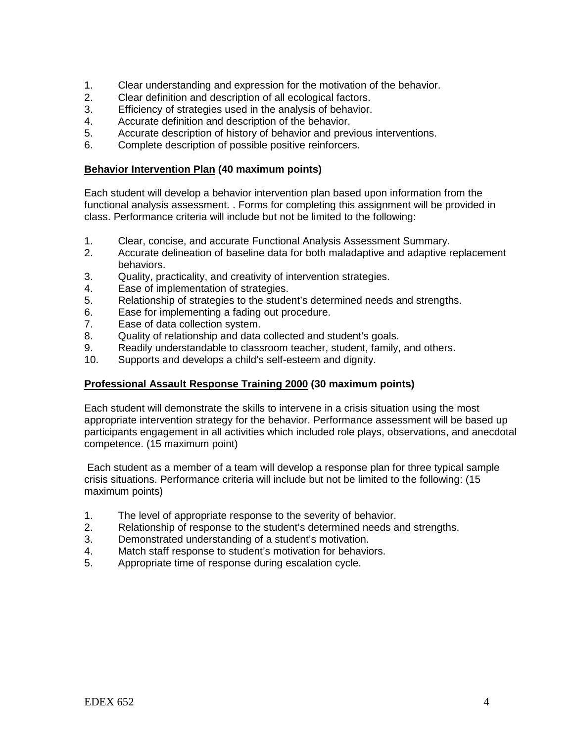1. Clear understanding and expression for the motivation of the behavior.
2. Clear definition and description of all ecological factors.
3. Efficiency of strategies used in the analysis of behavior.
4. Accurate definition and description of the behavior.
5. Accurate description of history of behavior and previous interventions.
6. Complete description of possible positive reinforcers.

**<u>Behavior Intervention Plan</u> (40 maximum points)**

Each student will develop a behavior intervention plan based upon information from the functional analysis assessment. . Forms for completing this assignment will be provided in class. Performance criteria will include but not be limited to the following:

1. Clear, concise, and accurate Functional Analysis Assessment Summary.
2. Accurate delineation of baseline data for both maladaptive and adaptive replacement behaviors.
3. Quality, practicality, and creativity of intervention strategies.
4. Ease of implementation of strategies.
5. Relationship of strategies to the student's determined needs and strengths.
6. Ease for implementing a fading out procedure.
7. Ease of data collection system.
8. Quality of relationship and data collected and student's goals.
9. Readily understandable to classroom teacher, student, family, and others.
10. Supports and develops a child's self-esteem and dignity.

**<u>Professional Assault Response Training 2000</u> (30 maximum points)**

Each student will demonstrate the skills to intervene in a crisis situation using the most appropriate intervention strategy for the behavior. Performance assessment will be based up participants engagement in all activities which included role plays, observations, and anecdotal competence. (15 maximum point)

Each student as a member of a team will develop a response plan for three typical sample crisis situations. Performance criteria will include but not be limited to the following: (15 maximum points)

1. The level of appropriate response to the severity of behavior.
2. Relationship of response to the student's determined needs and strengths.
3. Demonstrated understanding of a student's motivation.
4. Match staff response to student's motivation for behaviors.
5. Appropriate time of response during escalation cycle.